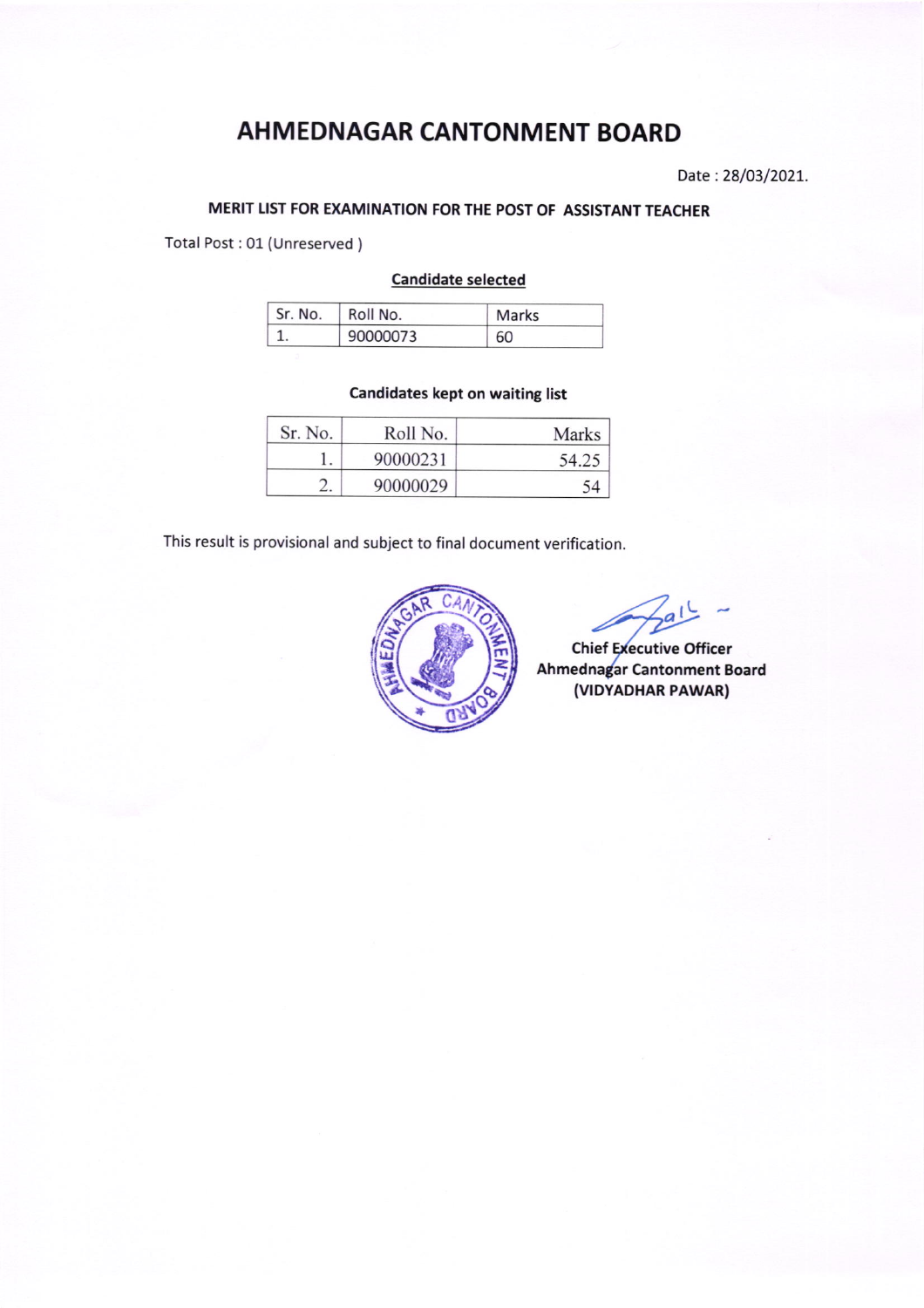# AHMEDNAGAR CANTONMENT BOARD

Date : 28/03/2021.

## MERIT LIST FOR EXAMINATION FOR THE POST OF ASSISTANT TEACHER

Total Post : 01 (Unreserved )

**Candidate selected**

| Sr. No. | Roll No. | Marks |
|---|---|---|
| 1. | 90000073 | 60 |

**Candidates kept on waiting list**

| Sr. No. | Roll No. | Marks |
|---|---|---|
| 1. | 90000231 | 54.25 |
| 2. | 90000029 | 54 |

This result is provisional and subject to final document verification.

**Chief Executive Officer**
**Ahmednagar Cantonment Board**
**(VIDYADHAR PAWAR)**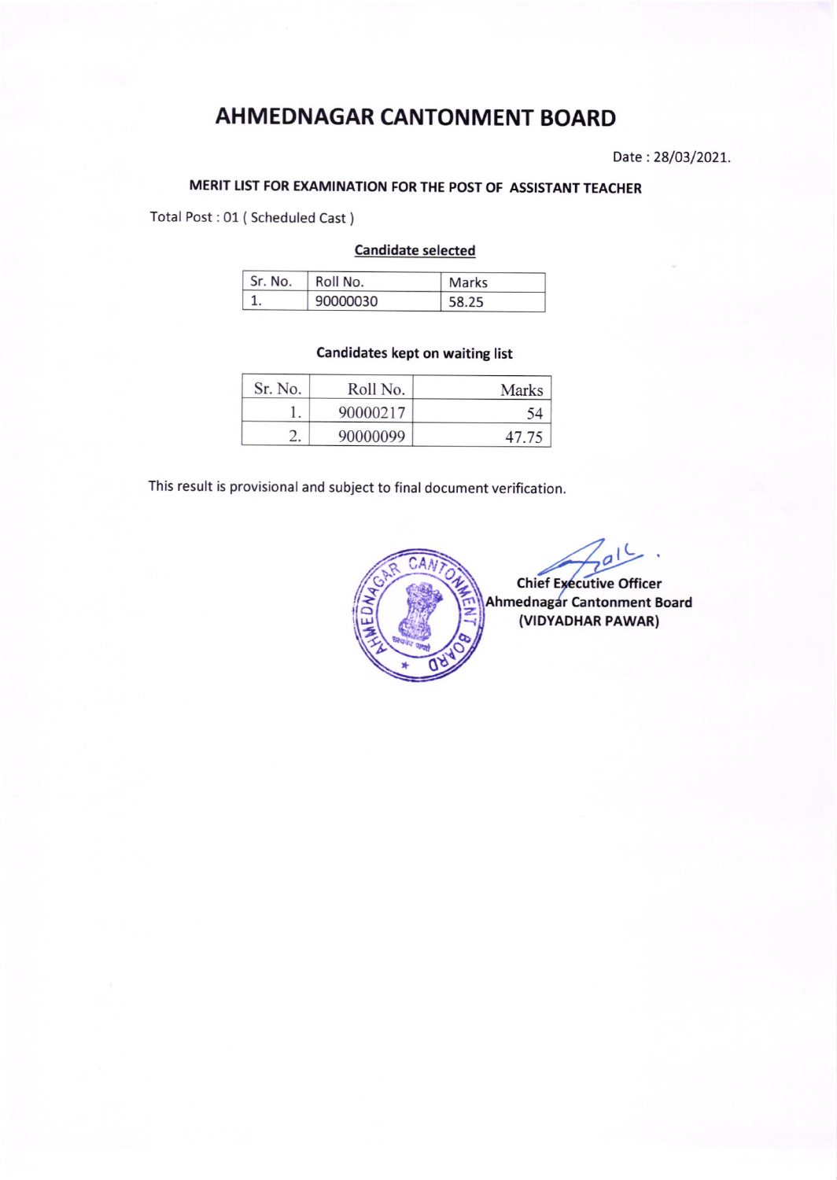# AHMEDNAGAR CANTONMENT BOARD

Date : 28/03/2021.

### MERIT LIST FOR EXAMINATION FOR THE POST OF ASSISTANT TEACHER

Total Post : 01 ( Scheduled Cast )

**Candidate selected**

| Sr. No. | Roll No. | Marks |
|---|---|---|
| 1. | 90000030 | 58.25 |

**Candidates kept on waiting list**

| Sr. No. | Roll No. | Marks |
|---|---|---|
| 1. | 90000217 | 54 |
| 2. | 90000099 | 47.75 |

This result is provisional and subject to final document verification.

**Chief Executive Officer**
**Ahmednagar Cantonment Board**
**(VIDYADHAR PAWAR)**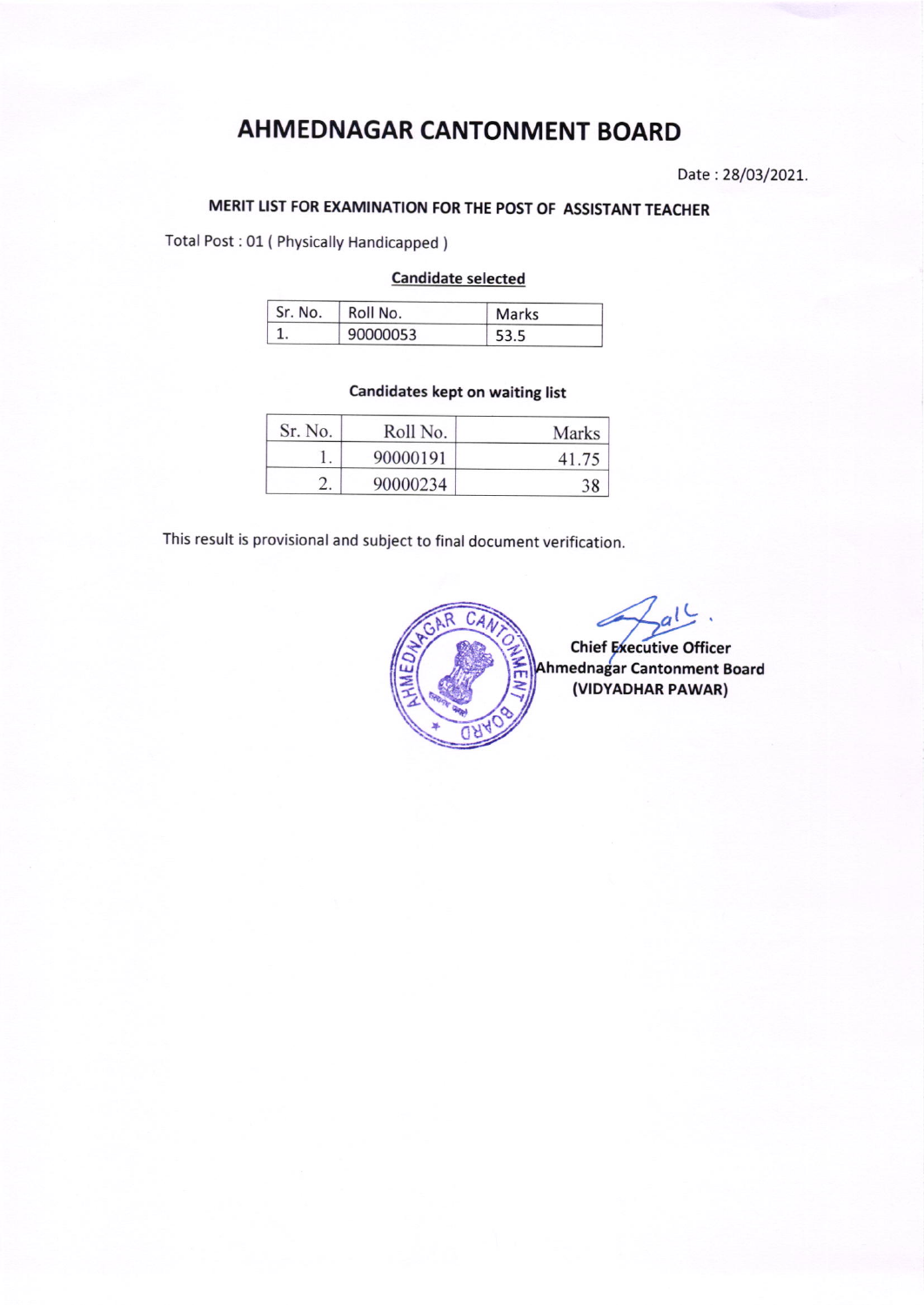# AHMEDNAGAR CANTONMENT BOARD

Date : 28/03/2021.

## MERIT LIST FOR EXAMINATION FOR THE POST OF ASSISTANT TEACHER

Total Post : 01 ( Physically Handicapped )

**Candidate selected**

| Sr. No. | Roll No. | Marks |
|---|---|---|
| 1. | 90000053 | 53.5 |

**Candidates kept on waiting list**

| Sr. No. | Roll No. | Marks |
|---|---|---|
| 1. | 90000191 | 41.75 |
| 2. | 90000234 | 38 |

This result is provisional and subject to final document verification.

**Chief Executive Officer**
**Ahmednagar Cantonment Board**
**(VIDYADHAR PAWAR)**